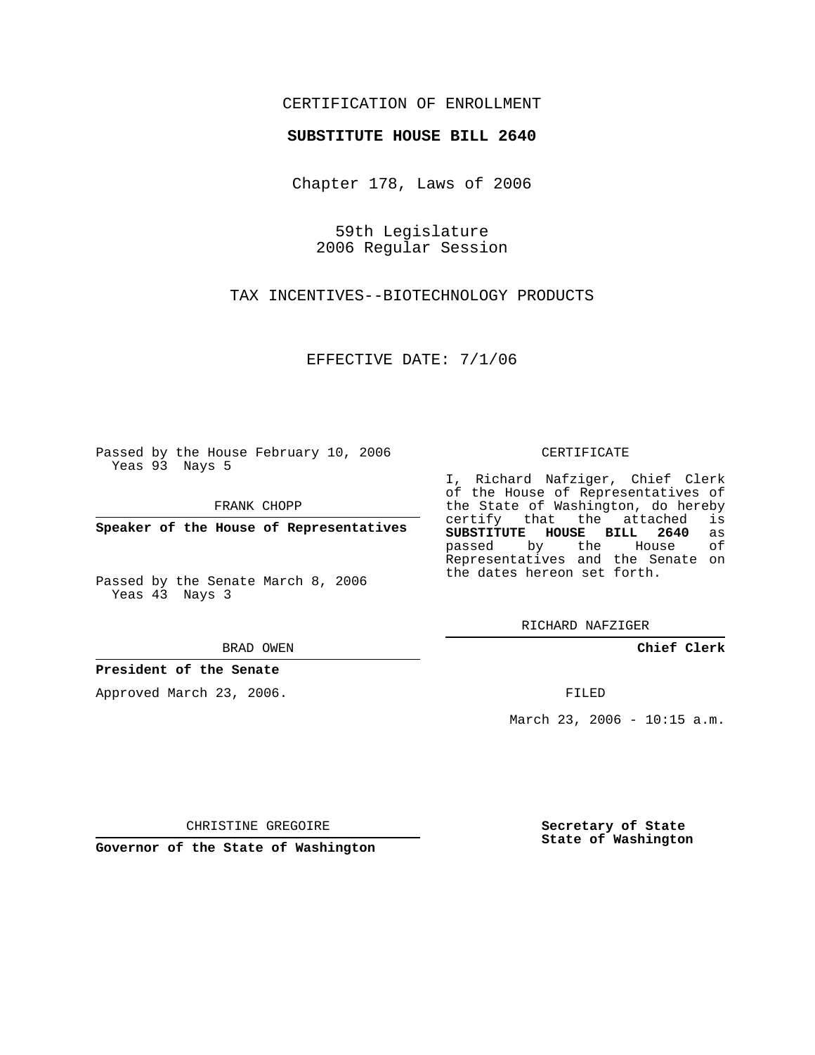CERTIFICATION OF ENROLLMENT

**SUBSTITUTE HOUSE BILL 2640**

Chapter 178, Laws of 2006

59th Legislature
2006 Regular Session

TAX INCENTIVES--BIOTECHNOLOGY PRODUCTS

EFFECTIVE DATE: 7/1/06

Passed by the House February 10, 2006
Yeas 93 Nays 5

FRANK CHOPP

**Speaker of the House of Representatives**

Passed by the Senate March 8, 2006
Yeas 43 Nays 3

BRAD OWEN

**President of the Senate**

Approved March 23, 2006.

CHRISTINE GREGOIRE

**Governor of the State of Washington**

CERTIFICATE

I, Richard Nafziger, Chief Clerk of the House of Representatives of the State of Washington, do hereby certify that the attached is **SUBSTITUTE HOUSE BILL 2640** as passed by the House of Representatives and the Senate on the dates hereon set forth.

RICHARD NAFZIGER

**Chief Clerk**

FILED

March 23, 2006 - 10:15 a.m.

**Secretary of State**
**State of Washington**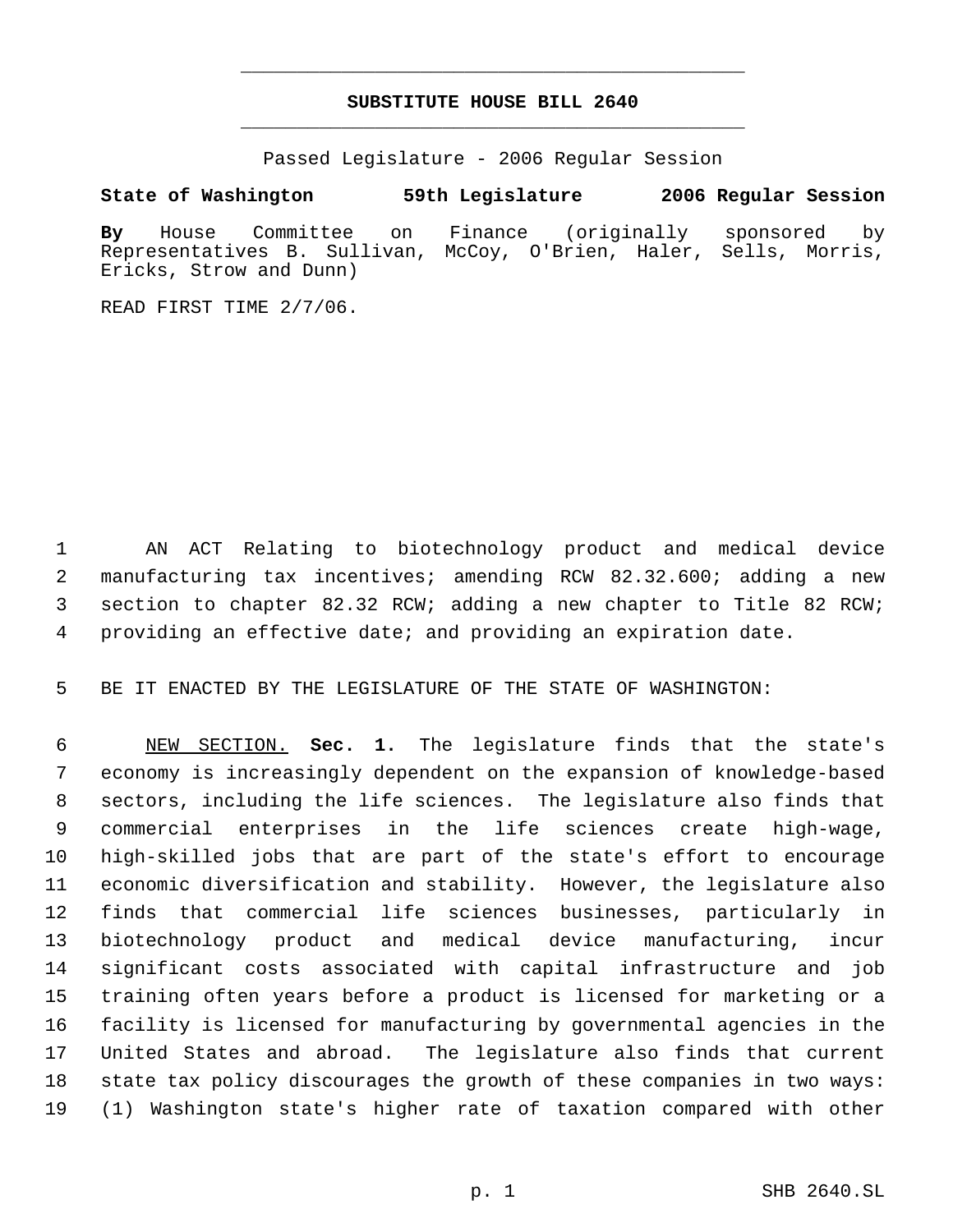# SUBSTITUTE HOUSE BILL 2640

Passed Legislature - 2006 Regular Session

**State of Washington 59th Legislature 2006 Regular Session**

**By** House Committee on Finance (originally sponsored by Representatives B. Sullivan, McCoy, O'Brien, Haler, Sells, Morris, Ericks, Strow and Dunn)

READ FIRST TIME 2/7/06.

AN ACT Relating to biotechnology product and medical device manufacturing tax incentives; amending RCW 82.32.600; adding a new section to chapter 82.32 RCW; adding a new chapter to Title 82 RCW; providing an effective date; and providing an expiration date.

BE IT ENACTED BY THE LEGISLATURE OF THE STATE OF WASHINGTON:

NEW SECTION. **Sec. 1.** The legislature finds that the state's economy is increasingly dependent on the expansion of knowledge-based sectors, including the life sciences. The legislature also finds that commercial enterprises in the life sciences create high-wage, high-skilled jobs that are part of the state's effort to encourage economic diversification and stability. However, the legislature also finds that commercial life sciences businesses, particularly in biotechnology product and medical device manufacturing, incur significant costs associated with capital infrastructure and job training often years before a product is licensed for marketing or a facility is licensed for manufacturing by governmental agencies in the United States and abroad. The legislature also finds that current state tax policy discourages the growth of these companies in two ways: (1) Washington state's higher rate of taxation compared with other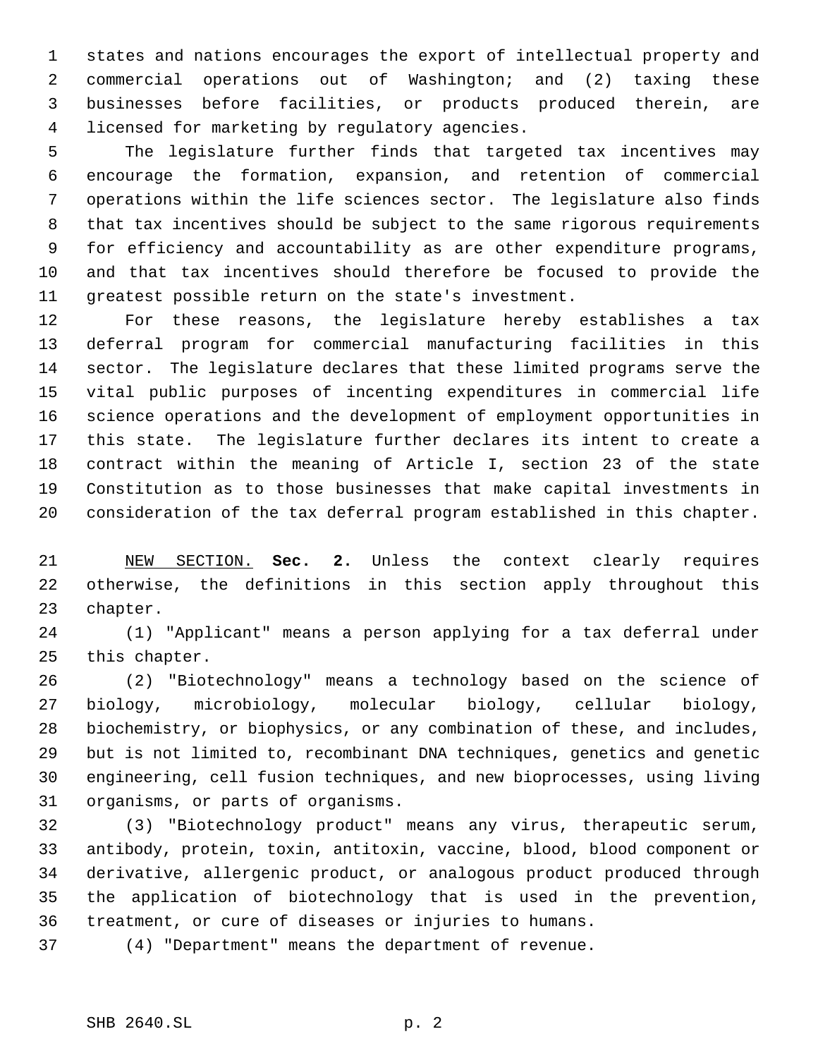states and nations encourages the export of intellectual property and commercial operations out of Washington; and (2) taxing these businesses before facilities, or products produced therein, are licensed for marketing by regulatory agencies.

The legislature further finds that targeted tax incentives may encourage the formation, expansion, and retention of commercial operations within the life sciences sector. The legislature also finds that tax incentives should be subject to the same rigorous requirements for efficiency and accountability as are other expenditure programs, and that tax incentives should therefore be focused to provide the greatest possible return on the state's investment.

For these reasons, the legislature hereby establishes a tax deferral program for commercial manufacturing facilities in this sector. The legislature declares that these limited programs serve the vital public purposes of incenting expenditures in commercial life science operations and the development of employment opportunities in this state. The legislature further declares its intent to create a contract within the meaning of Article I, section 23 of the state Constitution as to those businesses that make capital investments in consideration of the tax deferral program established in this chapter.

NEW SECTION. **Sec. 2.** Unless the context clearly requires otherwise, the definitions in this section apply throughout this chapter.

(1) "Applicant" means a person applying for a tax deferral under this chapter.

(2) "Biotechnology" means a technology based on the science of biology, microbiology, molecular biology, cellular biology, biochemistry, or biophysics, or any combination of these, and includes, but is not limited to, recombinant DNA techniques, genetics and genetic engineering, cell fusion techniques, and new bioprocesses, using living organisms, or parts of organisms.

(3) "Biotechnology product" means any virus, therapeutic serum, antibody, protein, toxin, antitoxin, vaccine, blood, blood component or derivative, allergenic product, or analogous product produced through the application of biotechnology that is used in the prevention, treatment, or cure of diseases or injuries to humans.

(4) "Department" means the department of revenue.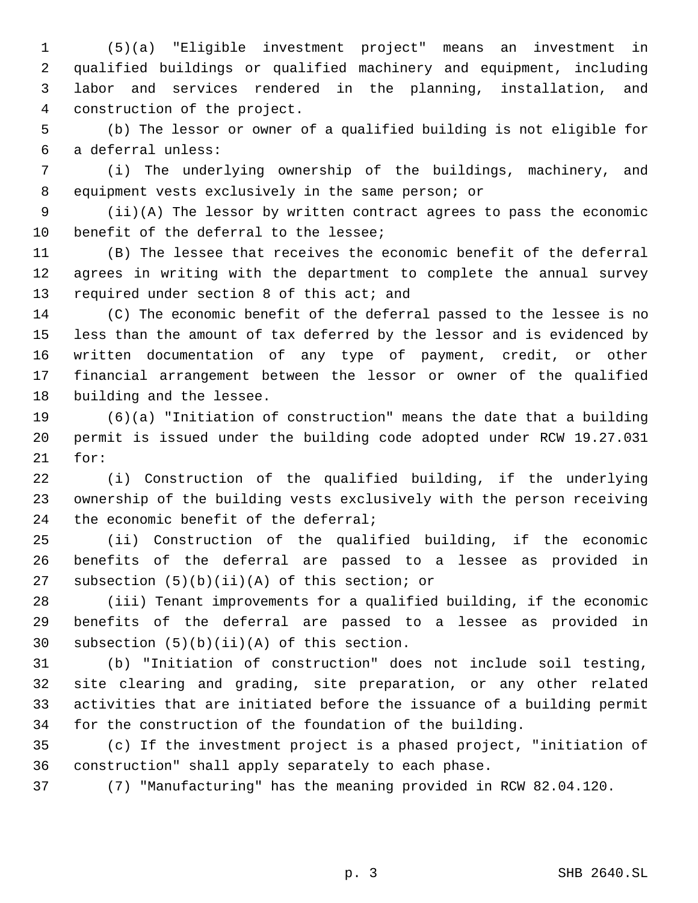(5)(a) "Eligible investment project" means an investment in qualified buildings or qualified machinery and equipment, including labor and services rendered in the planning, installation, and construction of the project.

(b) The lessor or owner of a qualified building is not eligible for a deferral unless:

(i) The underlying ownership of the buildings, machinery, and equipment vests exclusively in the same person; or

(ii)(A) The lessor by written contract agrees to pass the economic benefit of the deferral to the lessee;

(B) The lessee that receives the economic benefit of the deferral agrees in writing with the department to complete the annual survey required under section 8 of this act; and

(C) The economic benefit of the deferral passed to the lessee is no less than the amount of tax deferred by the lessor and is evidenced by written documentation of any type of payment, credit, or other financial arrangement between the lessor or owner of the qualified building and the lessee.

(6)(a) "Initiation of construction" means the date that a building permit is issued under the building code adopted under RCW 19.27.031 for:

(i) Construction of the qualified building, if the underlying ownership of the building vests exclusively with the person receiving the economic benefit of the deferral;

(ii) Construction of the qualified building, if the economic benefits of the deferral are passed to a lessee as provided in subsection (5)(b)(ii)(A) of this section; or

(iii) Tenant improvements for a qualified building, if the economic benefits of the deferral are passed to a lessee as provided in subsection (5)(b)(ii)(A) of this section.

(b) "Initiation of construction" does not include soil testing, site clearing and grading, site preparation, or any other related activities that are initiated before the issuance of a building permit for the construction of the foundation of the building.

(c) If the investment project is a phased project, "initiation of construction" shall apply separately to each phase.

(7) "Manufacturing" has the meaning provided in RCW 82.04.120.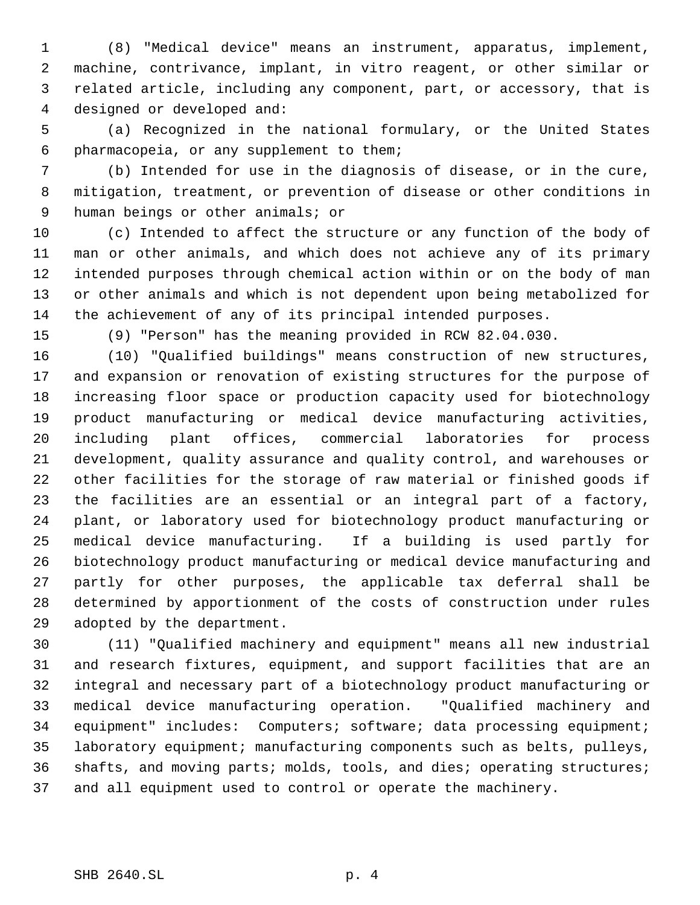(8) "Medical device" means an instrument, apparatus, implement, machine, contrivance, implant, in vitro reagent, or other similar or related article, including any component, part, or accessory, that is designed or developed and:

(a) Recognized in the national formulary, or the United States pharmacopeia, or any supplement to them;

(b) Intended for use in the diagnosis of disease, or in the cure, mitigation, treatment, or prevention of disease or other conditions in human beings or other animals; or

(c) Intended to affect the structure or any function of the body of man or other animals, and which does not achieve any of its primary intended purposes through chemical action within or on the body of man or other animals and which is not dependent upon being metabolized for the achievement of any of its principal intended purposes.

(9) "Person" has the meaning provided in RCW 82.04.030.

(10) "Qualified buildings" means construction of new structures, and expansion or renovation of existing structures for the purpose of increasing floor space or production capacity used for biotechnology product manufacturing or medical device manufacturing activities, including plant offices, commercial laboratories for process development, quality assurance and quality control, and warehouses or other facilities for the storage of raw material or finished goods if the facilities are an essential or an integral part of a factory, plant, or laboratory used for biotechnology product manufacturing or medical device manufacturing. If a building is used partly for biotechnology product manufacturing or medical device manufacturing and partly for other purposes, the applicable tax deferral shall be determined by apportionment of the costs of construction under rules adopted by the department.

(11) "Qualified machinery and equipment" means all new industrial and research fixtures, equipment, and support facilities that are an integral and necessary part of a biotechnology product manufacturing or medical device manufacturing operation. "Qualified machinery and equipment" includes: Computers; software; data processing equipment; laboratory equipment; manufacturing components such as belts, pulleys, shafts, and moving parts; molds, tools, and dies; operating structures; and all equipment used to control or operate the machinery.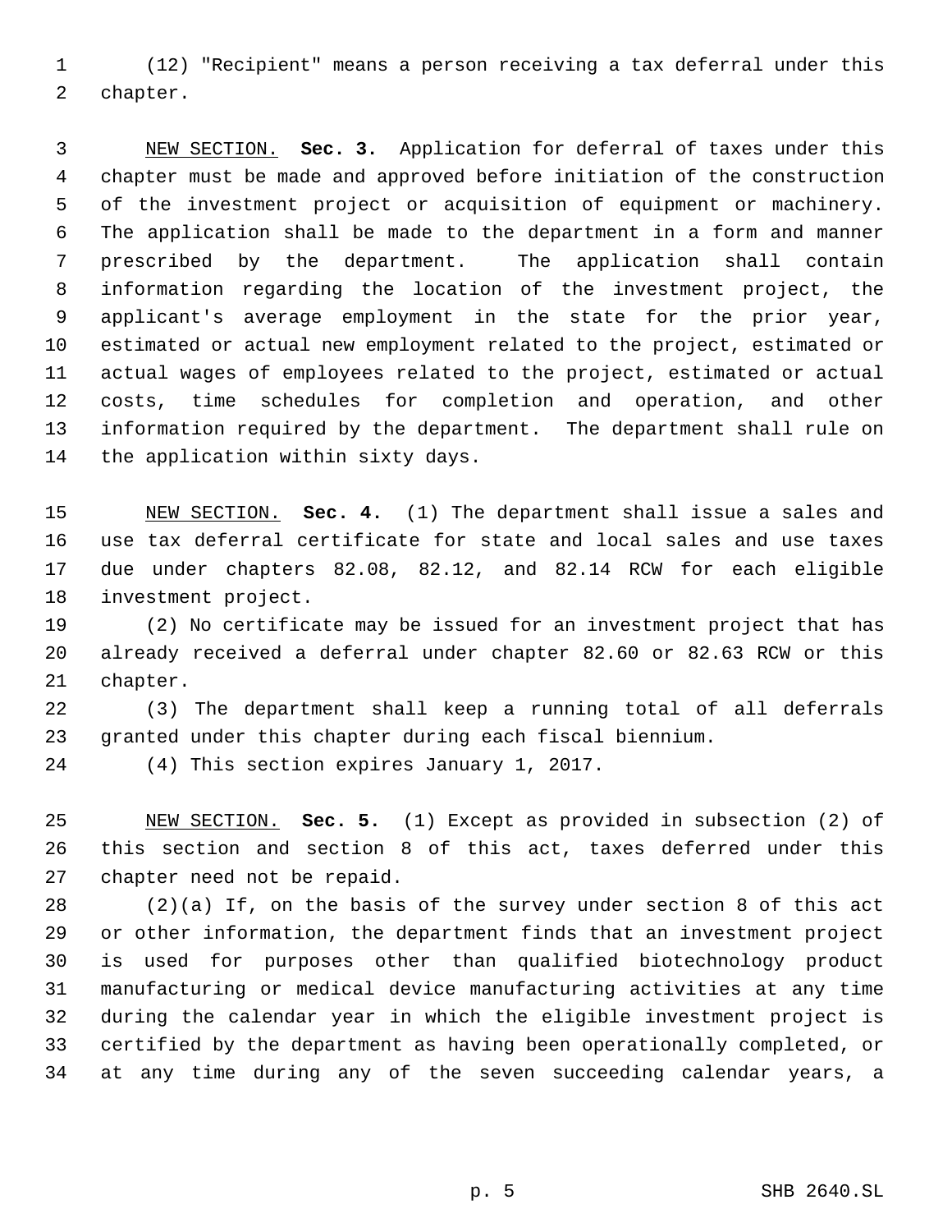(12) "Recipient" means a person receiving a tax deferral under this chapter.

NEW SECTION. **Sec. 3.** Application for deferral of taxes under this chapter must be made and approved before initiation of the construction of the investment project or acquisition of equipment or machinery. The application shall be made to the department in a form and manner prescribed by the department. The application shall contain information regarding the location of the investment project, the applicant's average employment in the state for the prior year, estimated or actual new employment related to the project, estimated or actual wages of employees related to the project, estimated or actual costs, time schedules for completion and operation, and other information required by the department. The department shall rule on the application within sixty days.

NEW SECTION. **Sec. 4.** (1) The department shall issue a sales and use tax deferral certificate for state and local sales and use taxes due under chapters 82.08, 82.12, and 82.14 RCW for each eligible investment project.

(2) No certificate may be issued for an investment project that has already received a deferral under chapter 82.60 or 82.63 RCW or this chapter.

(3) The department shall keep a running total of all deferrals granted under this chapter during each fiscal biennium.

(4) This section expires January 1, 2017.

NEW SECTION. **Sec. 5.** (1) Except as provided in subsection (2) of this section and section 8 of this act, taxes deferred under this chapter need not be repaid.

(2)(a) If, on the basis of the survey under section 8 of this act or other information, the department finds that an investment project is used for purposes other than qualified biotechnology product manufacturing or medical device manufacturing activities at any time during the calendar year in which the eligible investment project is certified by the department as having been operationally completed, or at any time during any of the seven succeeding calendar years, a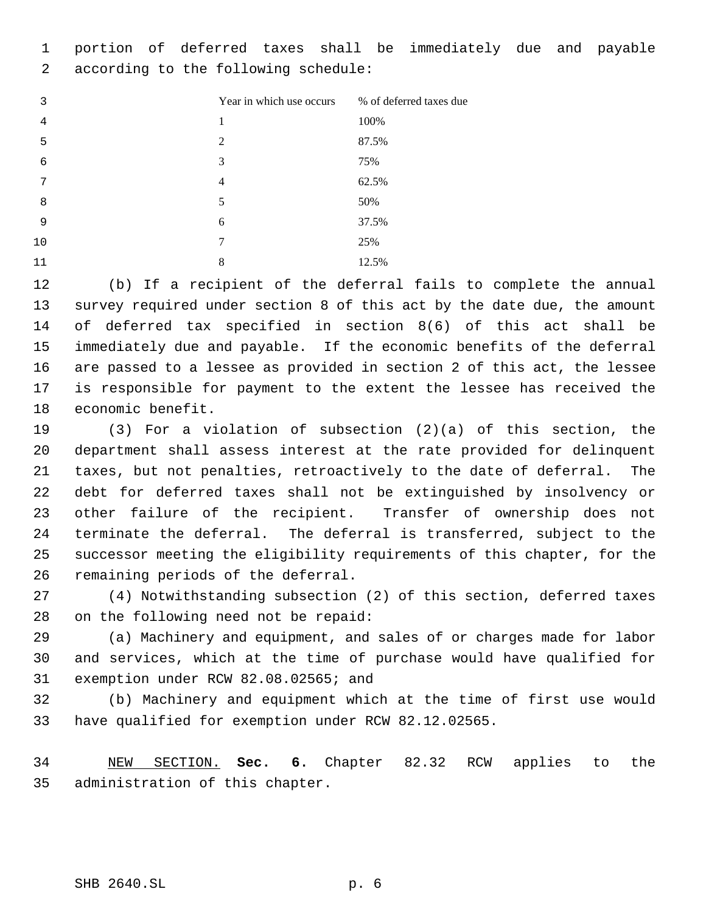portion of deferred taxes shall be immediately due and payable according to the following schedule:

| Year in which use occurs | % of deferred taxes due |
|---|---|
| 1 | 100% |
| 2 | 87.5% |
| 3 | 75% |
| 4 | 62.5% |
| 5 | 50% |
| 6 | 37.5% |
| 7 | 25% |
| 8 | 12.5% |

(b) If a recipient of the deferral fails to complete the annual survey required under section 8 of this act by the date due, the amount of deferred tax specified in section 8(6) of this act shall be immediately due and payable. If the economic benefits of the deferral are passed to a lessee as provided in section 2 of this act, the lessee is responsible for payment to the extent the lessee has received the economic benefit.

(3) For a violation of subsection (2)(a) of this section, the department shall assess interest at the rate provided for delinquent taxes, but not penalties, retroactively to the date of deferral. The debt for deferred taxes shall not be extinguished by insolvency or other failure of the recipient. Transfer of ownership does not terminate the deferral. The deferral is transferred, subject to the successor meeting the eligibility requirements of this chapter, for the remaining periods of the deferral.

(4) Notwithstanding subsection (2) of this section, deferred taxes on the following need not be repaid:

(a) Machinery and equipment, and sales of or charges made for labor and services, which at the time of purchase would have qualified for exemption under RCW 82.08.02565; and

(b) Machinery and equipment which at the time of first use would have qualified for exemption under RCW 82.12.02565.

NEW SECTION. **Sec. 6.** Chapter 82.32 RCW applies to the administration of this chapter.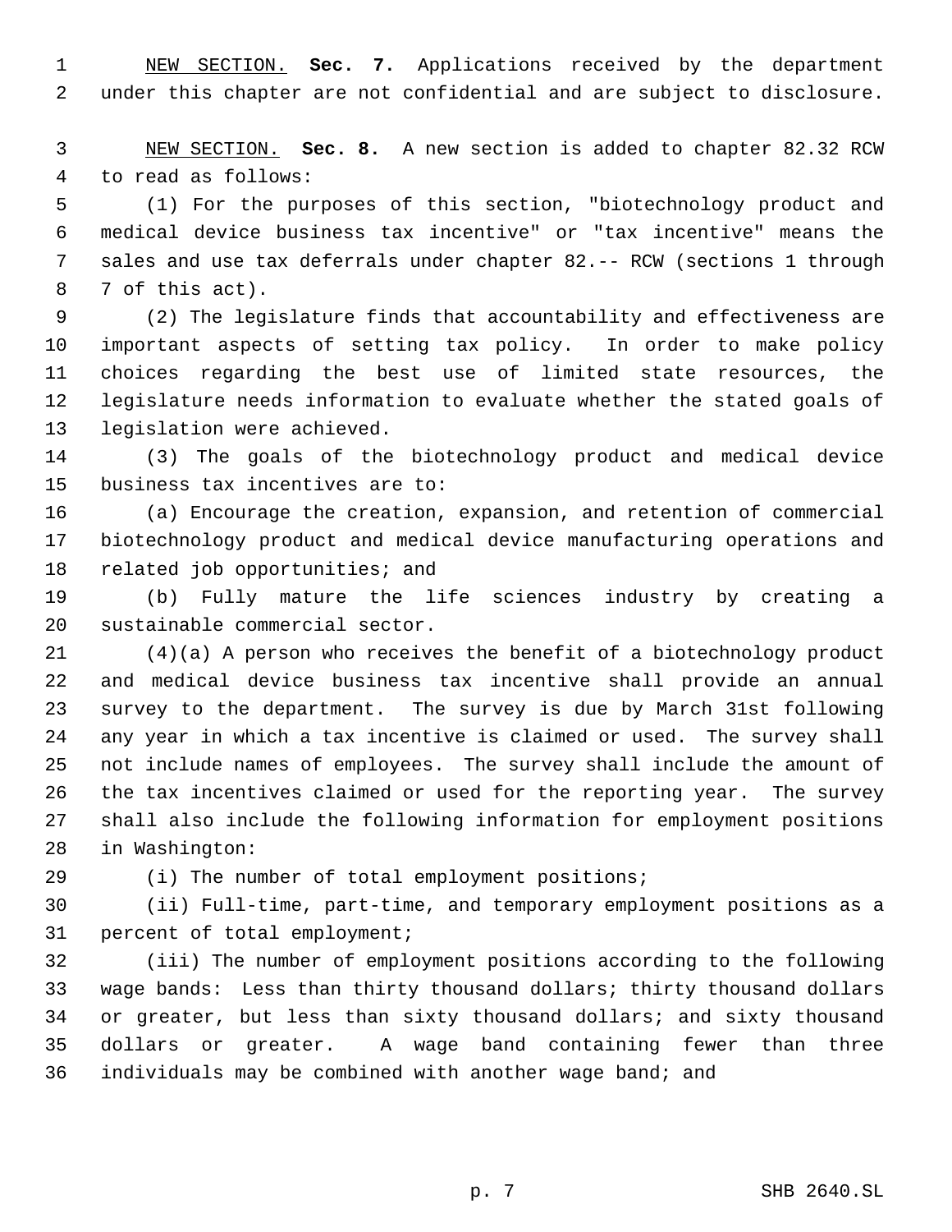NEW SECTION. **Sec. 7.** Applications received by the department under this chapter are not confidential and are subject to disclosure.

NEW SECTION. **Sec. 8.** A new section is added to chapter 82.32 RCW to read as follows:

(1) For the purposes of this section, "biotechnology product and medical device business tax incentive" or "tax incentive" means the sales and use tax deferrals under chapter 82.-- RCW (sections 1 through 7 of this act).

(2) The legislature finds that accountability and effectiveness are important aspects of setting tax policy. In order to make policy choices regarding the best use of limited state resources, the legislature needs information to evaluate whether the stated goals of legislation were achieved.

(3) The goals of the biotechnology product and medical device business tax incentives are to:

(a) Encourage the creation, expansion, and retention of commercial biotechnology product and medical device manufacturing operations and related job opportunities; and

(b) Fully mature the life sciences industry by creating a sustainable commercial sector.

(4)(a) A person who receives the benefit of a biotechnology product and medical device business tax incentive shall provide an annual survey to the department. The survey is due by March 31st following any year in which a tax incentive is claimed or used. The survey shall not include names of employees. The survey shall include the amount of the tax incentives claimed or used for the reporting year. The survey shall also include the following information for employment positions in Washington:

(i) The number of total employment positions;

(ii) Full-time, part-time, and temporary employment positions as a percent of total employment;

(iii) The number of employment positions according to the following wage bands: Less than thirty thousand dollars; thirty thousand dollars or greater, but less than sixty thousand dollars; and sixty thousand dollars or greater. A wage band containing fewer than three individuals may be combined with another wage band; and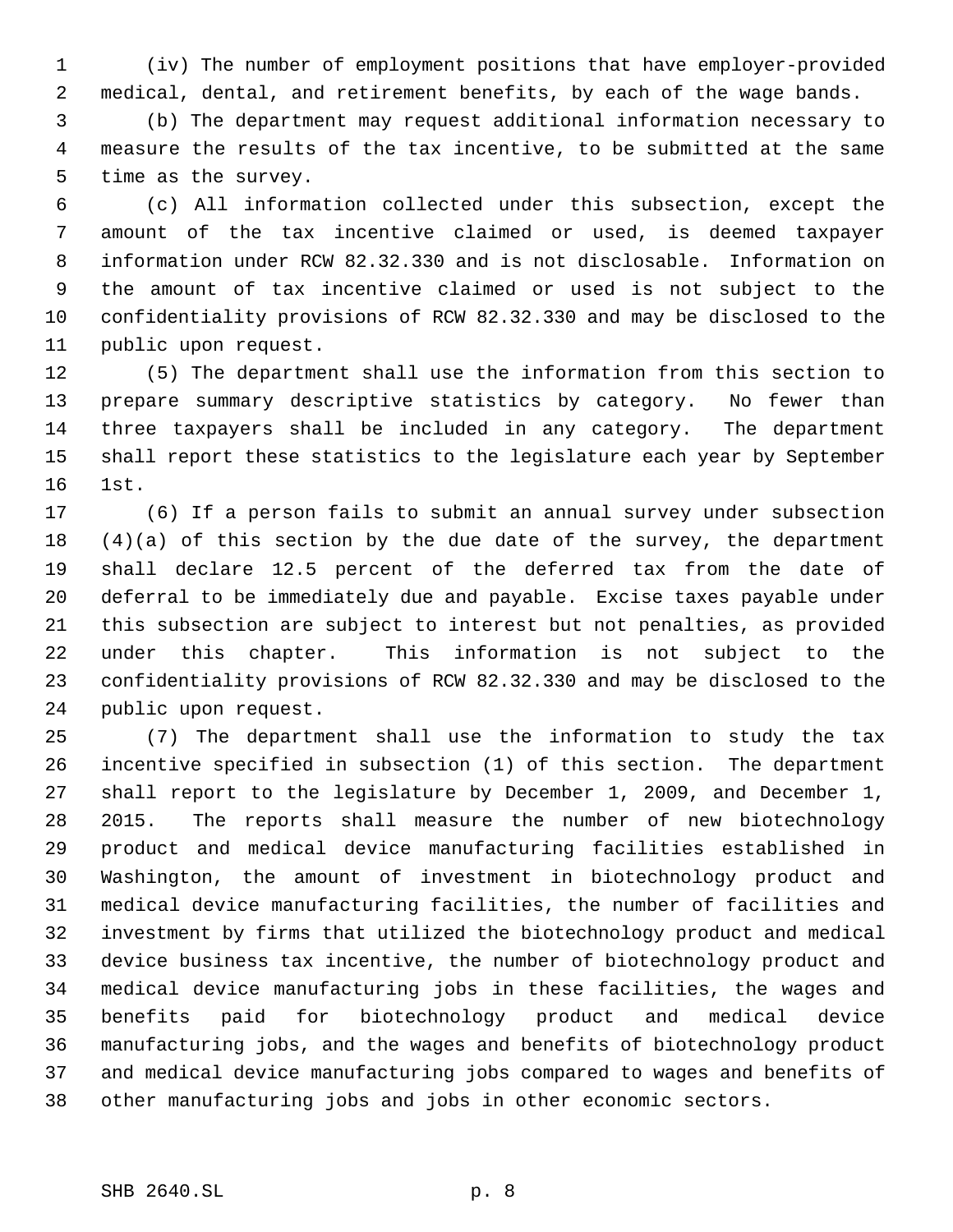(iv) The number of employment positions that have employer-provided medical, dental, and retirement benefits, by each of the wage bands.

(b) The department may request additional information necessary to measure the results of the tax incentive, to be submitted at the same time as the survey.

(c) All information collected under this subsection, except the amount of the tax incentive claimed or used, is deemed taxpayer information under RCW 82.32.330 and is not disclosable. Information on the amount of tax incentive claimed or used is not subject to the confidentiality provisions of RCW 82.32.330 and may be disclosed to the public upon request.

(5) The department shall use the information from this section to prepare summary descriptive statistics by category. No fewer than three taxpayers shall be included in any category. The department shall report these statistics to the legislature each year by September 1st.

(6) If a person fails to submit an annual survey under subsection (4)(a) of this section by the due date of the survey, the department shall declare 12.5 percent of the deferred tax from the date of deferral to be immediately due and payable. Excise taxes payable under this subsection are subject to interest but not penalties, as provided under this chapter. This information is not subject to the confidentiality provisions of RCW 82.32.330 and may be disclosed to the public upon request.

(7) The department shall use the information to study the tax incentive specified in subsection (1) of this section. The department shall report to the legislature by December 1, 2009, and December 1, 2015. The reports shall measure the number of new biotechnology product and medical device manufacturing facilities established in Washington, the amount of investment in biotechnology product and medical device manufacturing facilities, the number of facilities and investment by firms that utilized the biotechnology product and medical device business tax incentive, the number of biotechnology product and medical device manufacturing jobs in these facilities, the wages and benefits paid for biotechnology product and medical device manufacturing jobs, and the wages and benefits of biotechnology product and medical device manufacturing jobs compared to wages and benefits of other manufacturing jobs and jobs in other economic sectors.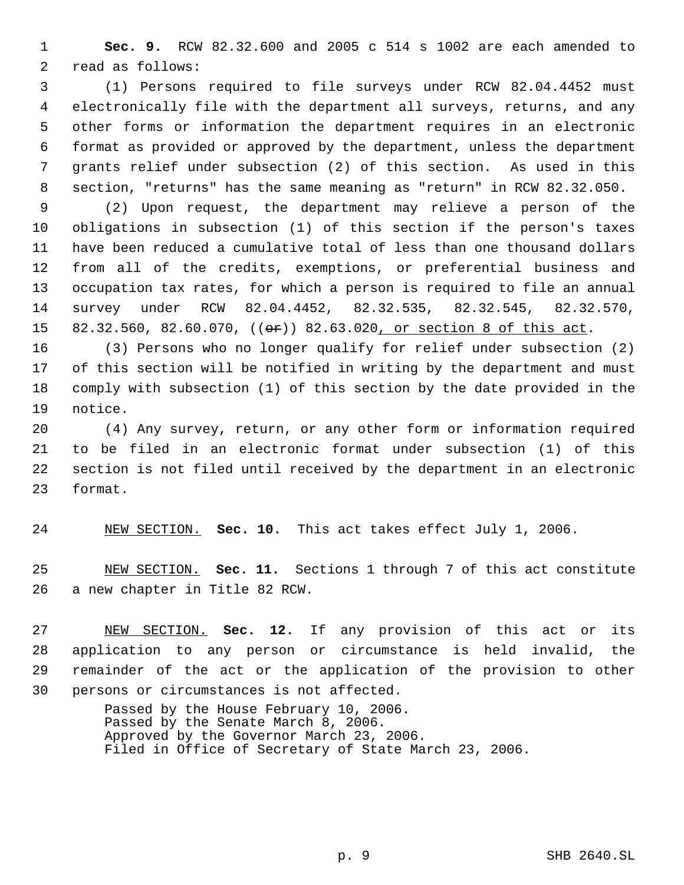**Sec. 9.** RCW 82.32.600 and 2005 c 514 s 1002 are each amended to read as follows:

(1) Persons required to file surveys under RCW 82.04.4452 must electronically file with the department all surveys, returns, and any other forms or information the department requires in an electronic format as provided or approved by the department, unless the department grants relief under subsection (2) of this section. As used in this section, "returns" has the same meaning as "return" in RCW 82.32.050.

(2) Upon request, the department may relieve a person of the obligations in subsection (1) of this section if the person's taxes have been reduced a cumulative total of less than one thousand dollars from all of the credits, exemptions, or preferential business and occupation tax rates, for which a person is required to file an annual survey under RCW 82.04.4452, 82.32.535, 82.32.545, 82.32.570, 82.32.560, 82.60.070, ((~~or~~)) 82.63.020<u>, or section 8 of this act</u>.

(3) Persons who no longer qualify for relief under subsection (2) of this section will be notified in writing by the department and must comply with subsection (1) of this section by the date provided in the notice.

(4) Any survey, return, or any other form or information required to be filed in an electronic format under subsection (1) of this section is not filed until received by the department in an electronic format.

<u>NEW SECTION.</u> **Sec. 10.** This act takes effect July 1, 2006.

<u>NEW SECTION.</u> **Sec. 11.** Sections 1 through 7 of this act constitute a new chapter in Title 82 RCW.

<u>NEW SECTION.</u> **Sec. 12.** If any provision of this act or its application to any person or circumstance is held invalid, the remainder of the act or the application of the provision to other persons or circumstances is not affected.

Passed by the House February 10, 2006.
Passed by the Senate March 8, 2006.
Approved by the Governor March 23, 2006.
Filed in Office of Secretary of State March 23, 2006.